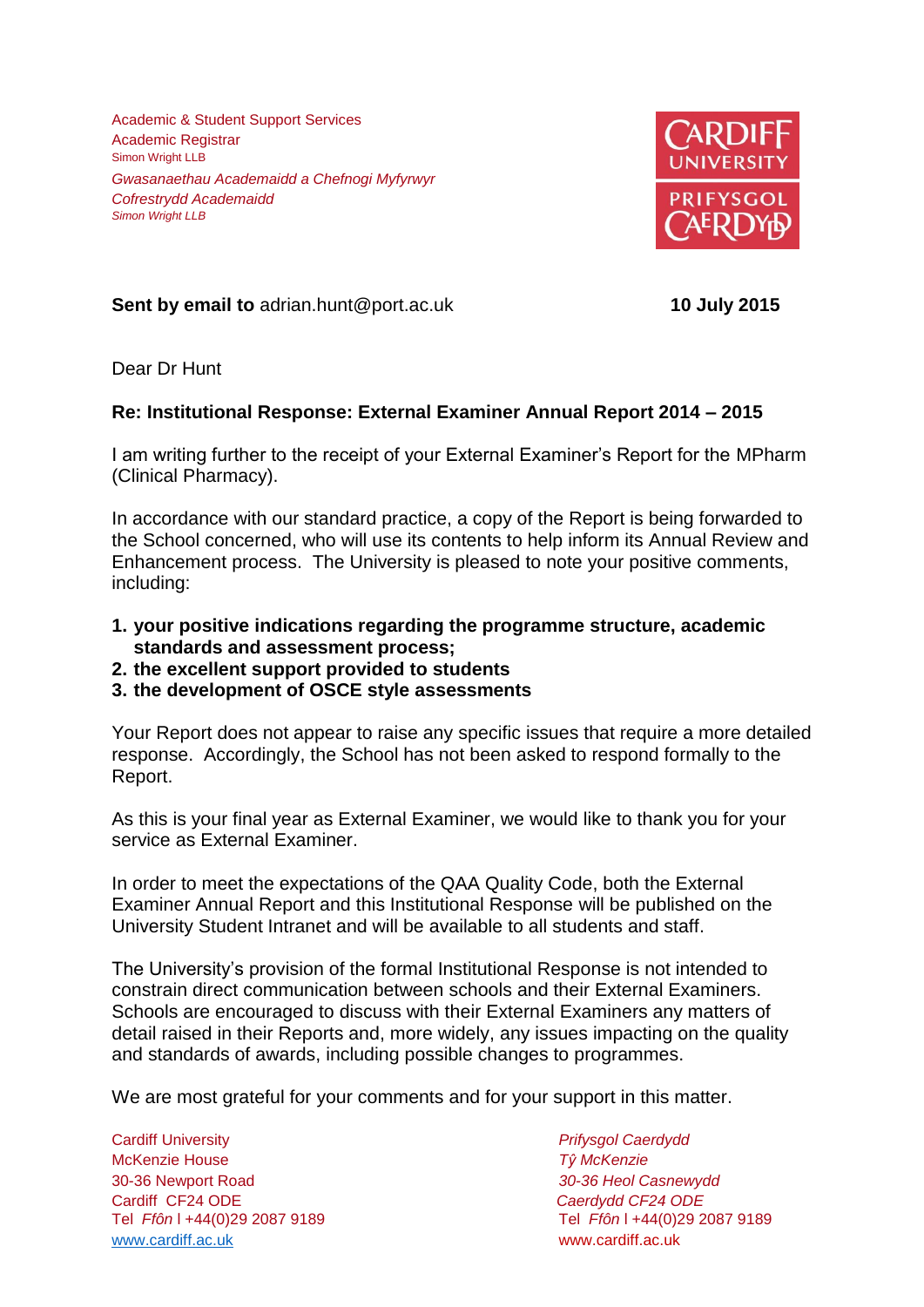Academic & Student Support Services
Academic Registrar
Simon Wright LLB

*Gwasanaethau Academaidd a Chefnogi Myfyrwyr*
*Cofrestrydd Academaidd*
*Simon Wright LLB*

CARDIFF UNIVERSITY
PRIFYSGOL CAERDYDD

**Sent by email to** adrian.hunt@port.ac.uk **10 July 2015**

Dear Dr Hunt

**Re: Institutional Response: External Examiner Annual Report 2014 – 2015**

I am writing further to the receipt of your External Examiner's Report for the MPharm (Clinical Pharmacy).

In accordance with our standard practice, a copy of the Report is being forwarded to the School concerned, who will use its contents to help inform its Annual Review and Enhancement process. The University is pleased to note your positive comments, including:

1. **your positive indications regarding the programme structure, academic standards and assessment process;**
2. **the excellent support provided to students**
3. **the development of OSCE style assessments**

Your Report does not appear to raise any specific issues that require a more detailed response. Accordingly, the School has not been asked to respond formally to the Report.

As this is your final year as External Examiner, we would like to thank you for your service as External Examiner.

In order to meet the expectations of the QAA Quality Code, both the External Examiner Annual Report and this Institutional Response will be published on the University Student Intranet and will be available to all students and staff.

The University's provision of the formal Institutional Response is not intended to constrain direct communication between schools and their External Examiners. Schools are encouraged to discuss with their External Examiners any matters of detail raised in their Reports and, more widely, any issues impacting on the quality and standards of awards, including possible changes to programmes.

We are most grateful for your comments and for your support in this matter.

Cardiff University
McKenzie House
30-36 Newport Road
Cardiff CF24 ODE
Tel *Ffôn* l +44(0)29 2087 9189
www.cardiff.ac.uk

*Prifysgol Caerdydd*
*Tŷ McKenzie*
*30-36 Heol Casnewydd*
*Caerdydd CF24 ODE*
Tel *Ffôn* l +44(0)29 2087 9189
www.cardiff.ac.uk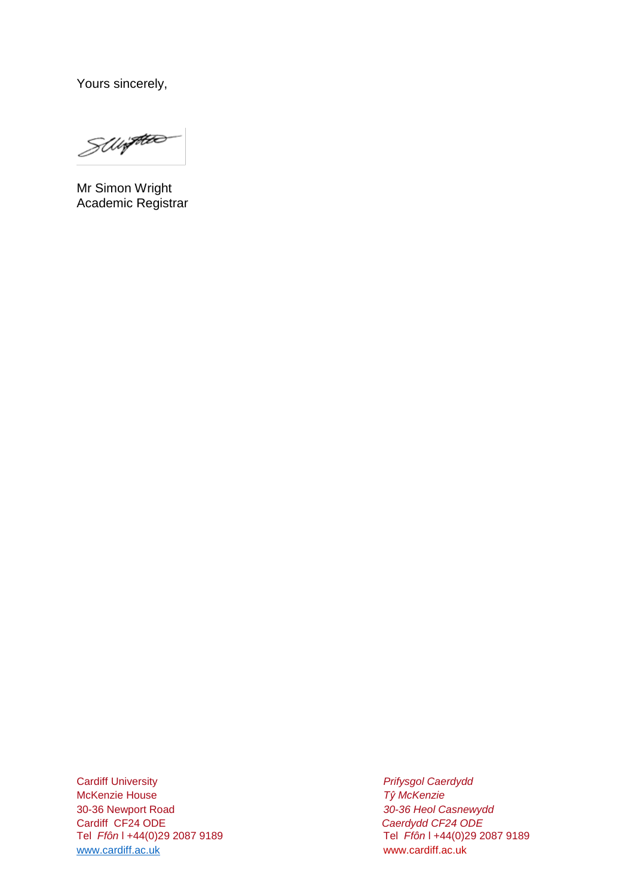Yours sincerely,

Mr Simon Wright
Academic Registrar

Cardiff University
McKenzie House
30-36 Newport Road
Cardiff CF24 ODE
Tel *Ffôn* l +44(0)29 2087 9189
[www.cardiff.ac.uk](http://www.cardiff.ac.uk)

*Prifysgol Caerdydd*
*Tŷ McKenzie*
*30-36 Heol Casnewydd*
*Caerdydd CF24 ODE*
Tel *Ffôn* l +44(0)29 2087 9189
www.cardiff.ac.uk